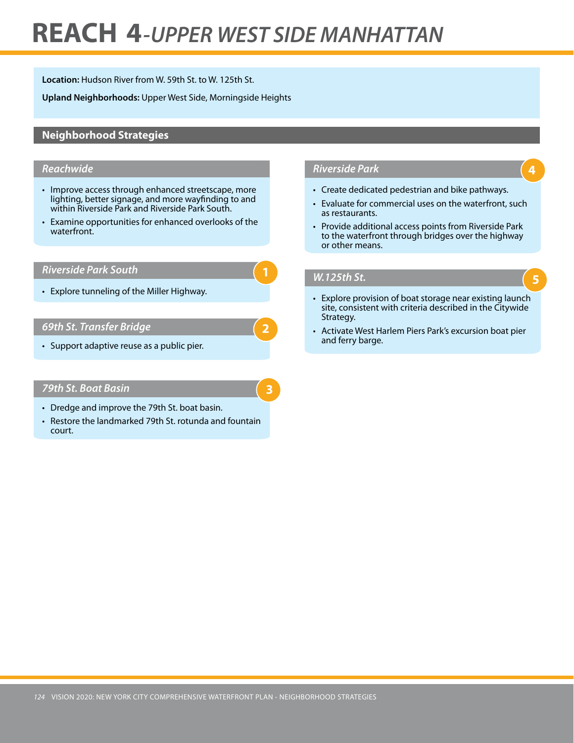# REACH 4-*UPPER WEST SIDE MANHATTAN*

**Location:** Hudson River from W. 59th St. to W. 125th St.

**Upland Neighborhoods:** Upper West Side, Morningside Heights

## Neighborhood Strategies

### *Reachwide*

- Improve access through enhanced streetscape, more lighting, better signage, and more wayfinding to and within Riverside Park and Riverside Park South.
- Examine opportunities for enhanced overlooks of the waterfront.

### *Riverside Park South* (1)

- Explore tunneling of the Miller Highway.

### *69th St. Transfer Bridge* (2)

- Support adaptive reuse as a public pier.

### *79th St. Boat Basin* (3)

- Dredge and improve the 79th St. boat basin.
- Restore the landmarked 79th St. rotunda and fountain court.

### *Riverside Park* (4)

- Create dedicated pedestrian and bike pathways.
- Evaluate for commercial uses on the waterfront, such as restaurants.
- Provide additional access points from Riverside Park to the waterfront through bridges over the highway or other means.

### *W.125th St.* (5)

- Explore provision of boat storage near existing launch site, consistent with criteria described in the Citywide Strategy.
- Activate West Harlem Piers Park's excursion boat pier and ferry barge.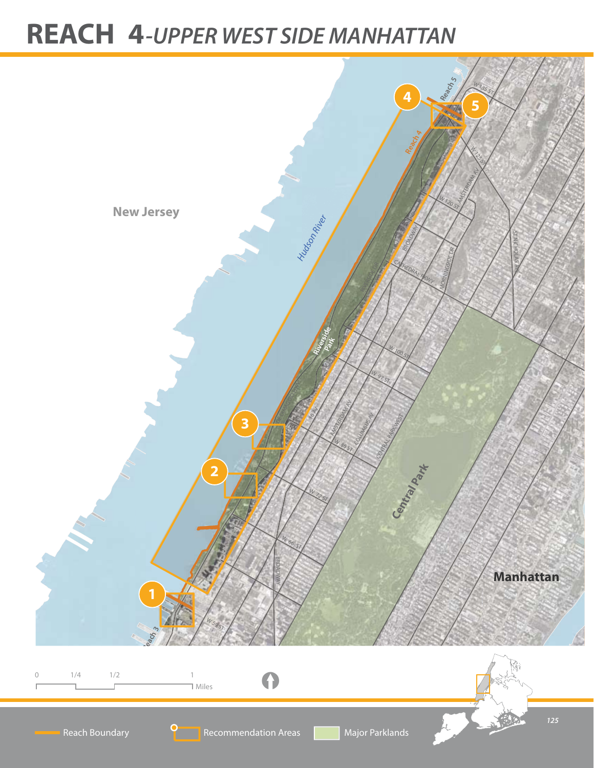# REACH 4-*UPPER WEST SIDE MANHATTAN*

New Jersey

Hudson River

Riverside Park

Central Park

Manhattan

Reach 3

Reach 4

Reach 5

1

2

3

4

5

W 135 ST

W 125 ST

AMSTERDAM AV

W 120 ST

BROADWAY

MORNINGSIDE DR

ST NICHOLAS AVE

CATHEDRAL PKWY

W 100 ST

W 97 ST

10 AV

AMSTERDAM AV

COLUMBUS AV

CENTRAL PARK WEST

W 86 ST

W 72 ST

W 66 ST

BROADWAY

W 59 ST

0 1/4 1/2 1 Miles

Reach Boundary

Recommendation Areas

Major Parklands